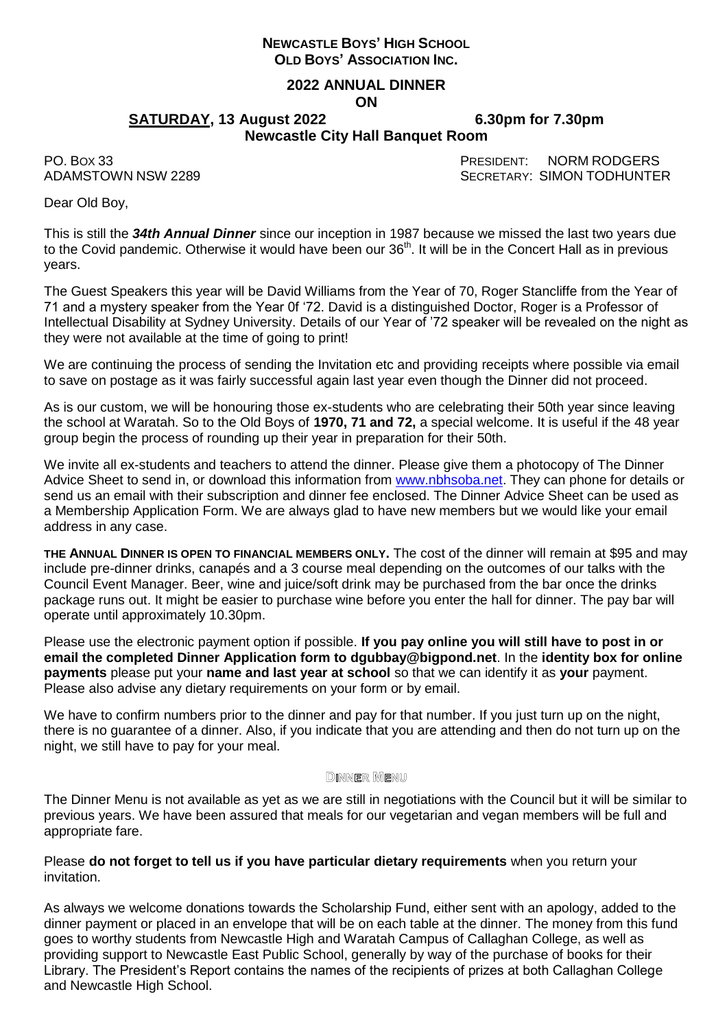**NEWCASTLE BOYS' HIGH SCHOOL**
**OLD BOYS' ASSOCIATION INC.**

## 2022 ANNUAL DINNER

**ON**

**SATURDAY, 13 August 2022** **6.30pm for 7.30pm**

**Newcastle City Hall Banquet Room**

PO. BOX 33
ADAMSTOWN NSW 2289

PRESIDENT: NORM RODGERS
SECRETARY: SIMON TODHUNTER

Dear Old Boy,

This is still the ***34th Annual Dinner*** since our inception in 1987 because we missed the last two years due to the Covid pandemic. Otherwise it would have been our 36th. It will be in the Concert Hall as in previous years.

The Guest Speakers this year will be David Williams from the Year of 70, Roger Stancliffe from the Year of 71 and a mystery speaker from the Year 0f '72. David is a distinguished Doctor, Roger is a Professor of Intellectual Disability at Sydney University. Details of our Year of '72 speaker will be revealed on the night as they were not available at the time of going to print!

We are continuing the process of sending the Invitation etc and providing receipts where possible via email to save on postage as it was fairly successful again last year even though the Dinner did not proceed.

As is our custom, we will be honouring those ex-students who are celebrating their 50th year since leaving the school at Waratah. So to the Old Boys of **1970, 71 and 72,** a special welcome. It is useful if the 48 year group begin the process of rounding up their year in preparation for their 50th.

We invite all ex-students and teachers to attend the dinner. Please give them a photocopy of The Dinner Advice Sheet to send in, or download this information from www.nbhsoba.net. They can phone for details or send us an email with their subscription and dinner fee enclosed. The Dinner Advice Sheet can be used as a Membership Application Form. We are always glad to have new members but we would like your email address in any case.

**THE ANNUAL DINNER IS OPEN TO FINANCIAL MEMBERS ONLY.** The cost of the dinner will remain at $95 and may include pre-dinner drinks, canapés and a 3 course meal depending on the outcomes of our talks with the Council Event Manager. Beer, wine and juice/soft drink may be purchased from the bar once the drinks package runs out. It might be easier to purchase wine before you enter the hall for dinner. The pay bar will operate until approximately 10.30pm.

Please use the electronic payment option if possible. **If you pay online you will still have to post in or email the completed Dinner Application form to dgubbay@bigpond.net**. In the **identity box for online payments** please put your **name and last year at school** so that we can identify it as **your** payment. Please also advise any dietary requirements on your form or by email.

We have to confirm numbers prior to the dinner and pay for that number. If you just turn up on the night, there is no guarantee of a dinner. Also, if you indicate that you are attending and then do not turn up on the night, we still have to pay for your meal.

### DINNER MENU

The Dinner Menu is not available as yet as we are still in negotiations with the Council but it will be similar to previous years. We have been assured that meals for our vegetarian and vegan members will be full and appropriate fare.

Please **do not forget to tell us if you have particular dietary requirements** when you return your invitation.

As always we welcome donations towards the Scholarship Fund, either sent with an apology, added to the dinner payment or placed in an envelope that will be on each table at the dinner. The money from this fund goes to worthy students from Newcastle High and Waratah Campus of Callaghan College, as well as providing support to Newcastle East Public School, generally by way of the purchase of books for their Library. The President's Report contains the names of the recipients of prizes at both Callaghan College and Newcastle High School.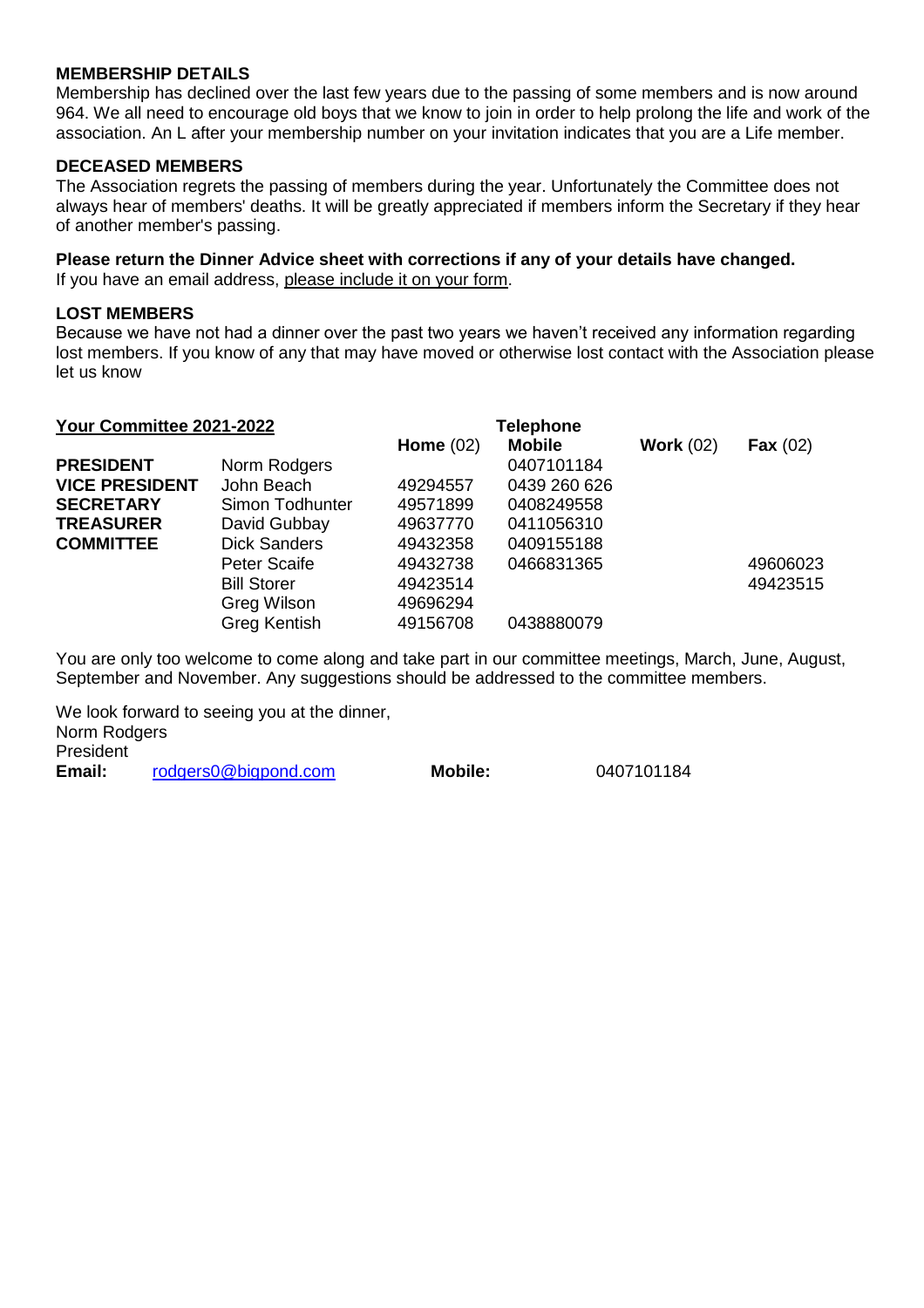**MEMBERSHIP DETAILS**

Membership has declined over the last few years due to the passing of some members and is now around 964. We all need to encourage old boys that we know to join in order to help prolong the life and work of the association. An L after your membership number on your invitation indicates that you are a Life member.

**DECEASED MEMBERS**

The Association regrets the passing of members during the year. Unfortunately the Committee does not always hear of members' deaths. It will be greatly appreciated if members inform the Secretary if they hear of another member's passing.

**Please return the Dinner Advice sheet with corrections if any of your details have changed.**
If you have an email address, please include it on your form.

**LOST MEMBERS**

Because we have not had a dinner over the past two years we haven't received any information regarding lost members. If you know of any that may have moved or otherwise lost contact with the Association please let us know

| **Your Committee 2021-2022** | | | **Telephone** | | |
|---|---|---|---|---|---|
| | | **Home** (02) | **Mobile** | **Work** (02) | **Fax** (02) |
| **PRESIDENT** | Norm Rodgers | | 0407101184 | | |
| **VICE PRESIDENT** | John Beach | 49294557 | 0439 260 626 | | |
| **SECRETARY** | Simon Todhunter | 49571899 | 0408249558 | | |
| **TREASURER** | David Gubbay | 49637770 | 0411056310 | | |
| **COMMITTEE** | Dick Sanders | 49432358 | 0409155188 | | |
| | Peter Scaife | 49432738 | 0466831365 | | 49606023 |
| | Bill Storer | 49423514 | | | 49423515 |
| | Greg Wilson | 49696294 | | | |
| | Greg Kentish | 49156708 | 0438880079 | | |

You are only too welcome to come along and take part in our committee meetings, March, June, August, September and November. Any suggestions should be addressed to the committee members.

We look forward to seeing you at the dinner,
Norm Rodgers
President
**Email:** rodgers0@bigpond.com **Mobile:** 0407101184